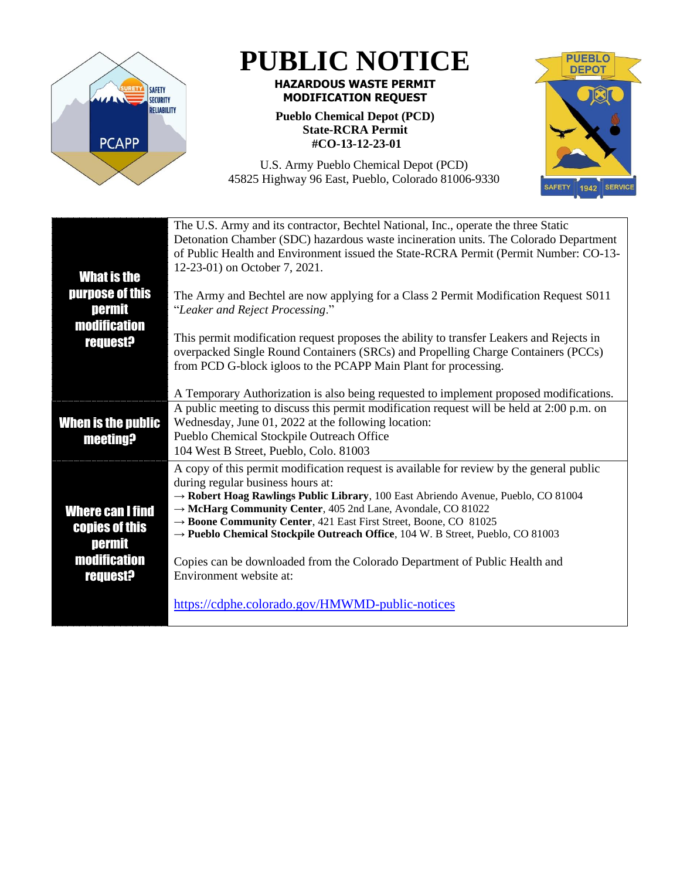# PUBLIC NOTICE

**HAZARDOUS WASTE PERMIT MODIFICATION REQUEST**

**Pueblo Chemical Depot (PCD)**
**State-RCRA Permit**
**#CO-13-12-23-01**

U.S. Army Pueblo Chemical Depot (PCD)
45825 Highway 96 East, Pueblo, Colorado 81006-9330

| | |
|---|---|
| **What is the purpose of this permit modification request?** | The U.S. Army and its contractor, Bechtel National, Inc., operate the three Static Detonation Chamber (SDC) hazardous waste incineration units. The Colorado Department of Public Health and Environment issued the State-RCRA Permit (Permit Number: CO-13-12-23-01) on October 7, 2021.<br><br>The Army and Bechtel are now applying for a Class 2 Permit Modification Request S011 "*Leaker and Reject Processing*."<br><br>This permit modification request proposes the ability to transfer Leakers and Rejects in overpacked Single Round Containers (SRCs) and Propelling Charge Containers (PCCs) from PCD G-block igloos to the PCAPP Main Plant for processing.<br><br>A Temporary Authorization is also being requested to implement proposed modifications. |
| **When is the public meeting?** | A public meeting to discuss this permit modification request will be held at 2:00 p.m. on Wednesday, June 01, 2022 at the following location:<br>Pueblo Chemical Stockpile Outreach Office<br>104 West B Street, Pueblo, Colo. 81003 |
| **Where can I find copies of this permit modification request?** | A copy of this permit modification request is available for review by the general public during regular business hours at:<br>→ **Robert Hoag Rawlings Public Library**, 100 East Abriendo Avenue, Pueblo, CO 81004<br>→ **McHarg Community Center**, 405 2nd Lane, Avondale, CO 81022<br>→ **Boone Community Center**, 421 East First Street, Boone, CO 81025<br>→ **Pueblo Chemical Stockpile Outreach Office**, 104 W. B Street, Pueblo, CO 81003<br><br>Copies can be downloaded from the Colorado Department of Public Health and Environment website at:<br><br>https://cdphe.colorado.gov/HMWMD-public-notices |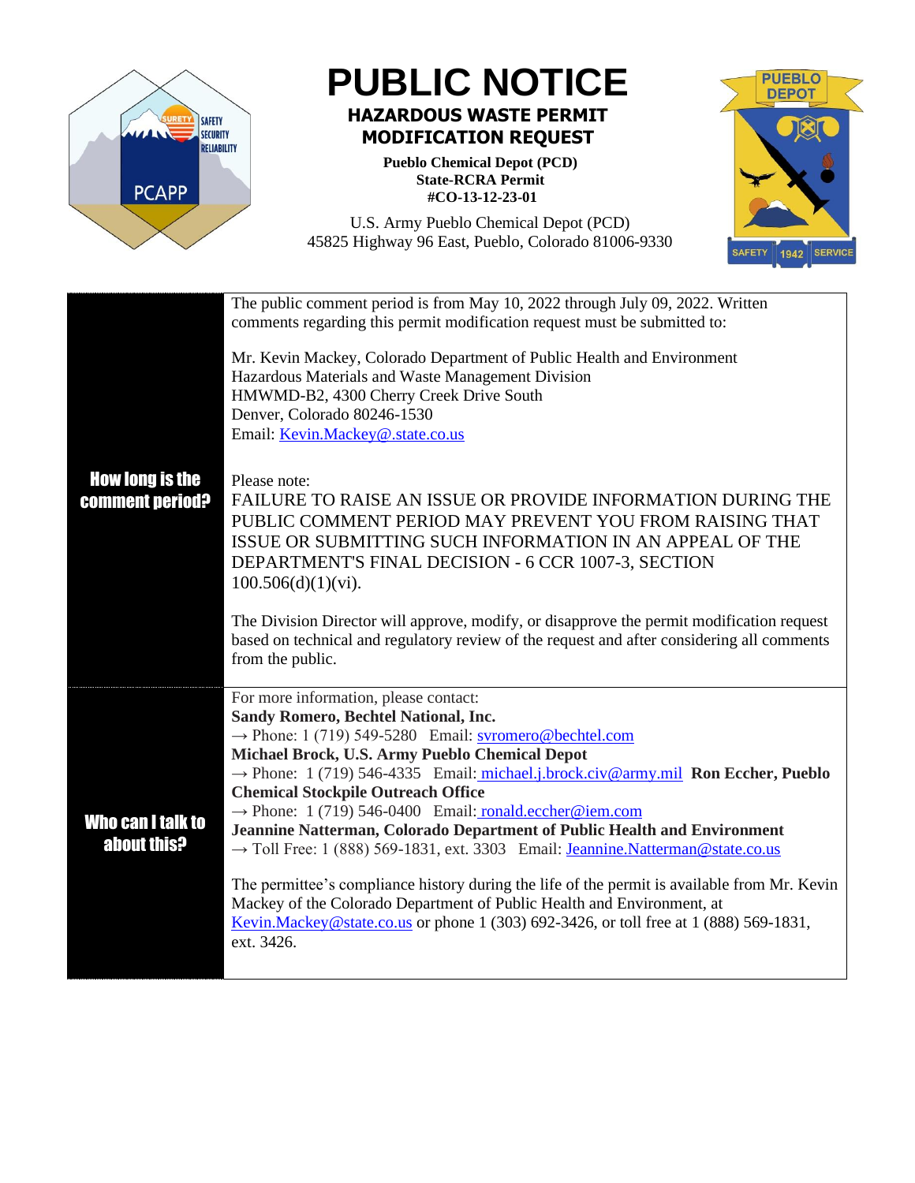# PUBLIC NOTICE

## HAZARDOUS WASTE PERMIT MODIFICATION REQUEST

**Pueblo Chemical Depot (PCD)**
**State-RCRA Permit**
**#CO-13-12-23-01**

U.S. Army Pueblo Chemical Depot (PCD)
45825 Highway 96 East, Pueblo, Colorado 81006-9330

| | |
|---|---|
| **How long is the comment period?** | The public comment period is from May 10, 2022 through July 09, 2022. Written comments regarding this permit modification request must be submitted to:<br><br>Mr. Kevin Mackey, Colorado Department of Public Health and Environment<br>Hazardous Materials and Waste Management Division<br>HMWMD-B2, 4300 Cherry Creek Drive South<br>Denver, Colorado 80246-1530<br>Email: Kevin.Mackey@.state.co.us<br><br>Please note:<br>FAILURE TO RAISE AN ISSUE OR PROVIDE INFORMATION DURING THE PUBLIC COMMENT PERIOD MAY PREVENT YOU FROM RAISING THAT ISSUE OR SUBMITTING SUCH INFORMATION IN AN APPEAL OF THE DEPARTMENT'S FINAL DECISION - 6 CCR 1007-3, SECTION 100.506(d)(1)(vi).<br><br>The Division Director will approve, modify, or disapprove the permit modification request based on technical and regulatory review of the request and after considering all comments from the public. |
| **Who can I talk to about this?** | For more information, please contact:<br>**Sandy Romero, Bechtel National, Inc.**<br>→ Phone: 1 (719) 549-5280 Email: svromero@bechtel.com<br>**Michael Brock, U.S. Army Pueblo Chemical Depot**<br>→ Phone: 1 (719) 546-4335 Email: michael.j.brock.civ@army.mil **Ron Eccher, Pueblo Chemical Stockpile Outreach Office**<br>→ Phone: 1 (719) 546-0400 Email: ronald.eccher@iem.com<br>**Jeannine Natterman, Colorado Department of Public Health and Environment**<br>→ Toll Free: 1 (888) 569-1831, ext. 3303 Email: Jeannine.Natterman@state.co.us<br><br>The permittee's compliance history during the life of the permit is available from Mr. Kevin Mackey of the Colorado Department of Public Health and Environment, at Kevin.Mackey@state.co.us or phone 1 (303) 692-3426, or toll free at 1 (888) 569-1831, ext. 3426. |